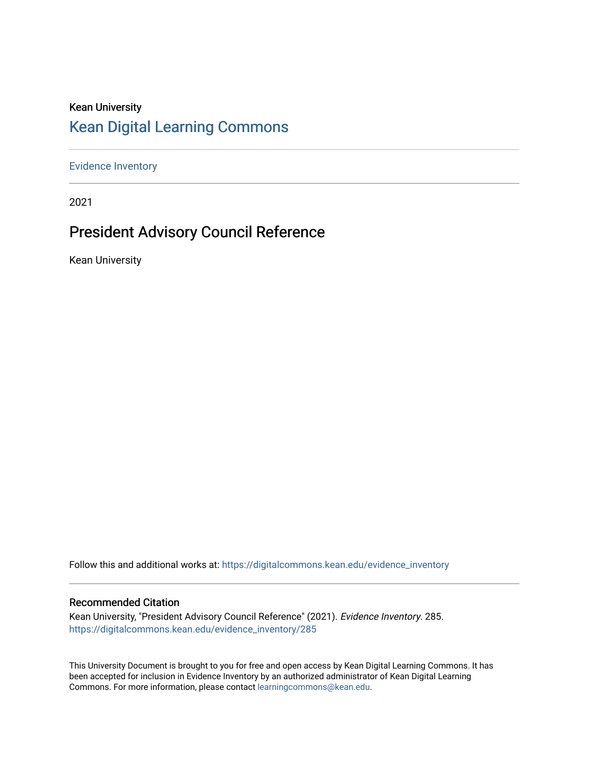Kean University

# Kean Digital Learning Commons

Evidence Inventory

2021

## President Advisory Council Reference

Kean University

Follow this and additional works at: https://digitalcommons.kean.edu/evidence_inventory

### Recommended Citation

Kean University, "President Advisory Council Reference" (2021). *Evidence Inventory*. 285.
https://digitalcommons.kean.edu/evidence_inventory/285

This University Document is brought to you for free and open access by Kean Digital Learning Commons. It has been accepted for inclusion in Evidence Inventory by an authorized administrator of Kean Digital Learning Commons. For more information, please contact learningcommons@kean.edu.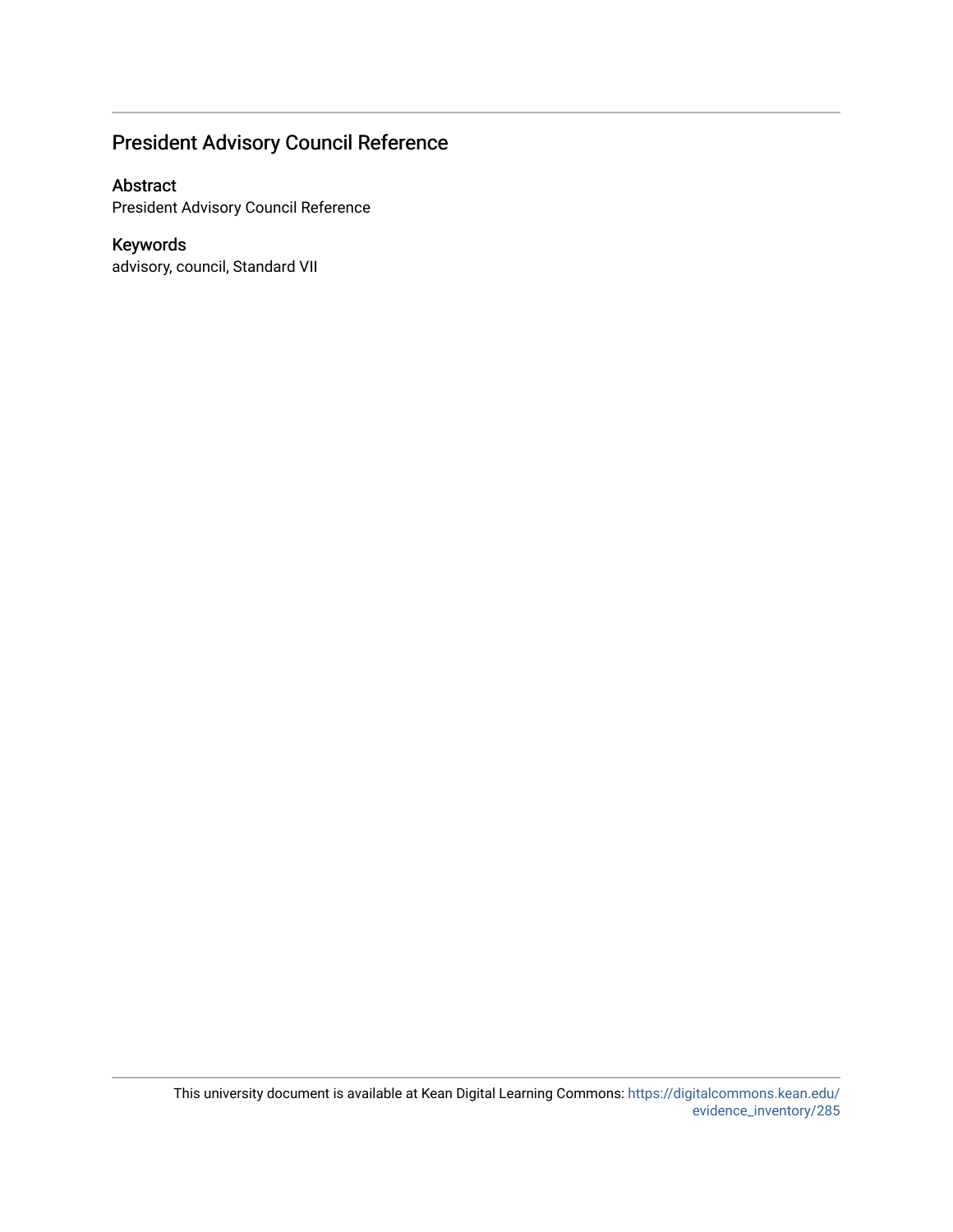## President Advisory Council Reference

### Abstract

President Advisory Council Reference

### Keywords

advisory, council, Standard VII

This university document is available at Kean Digital Learning Commons: https://digitalcommons.kean.edu/evidence_inventory/285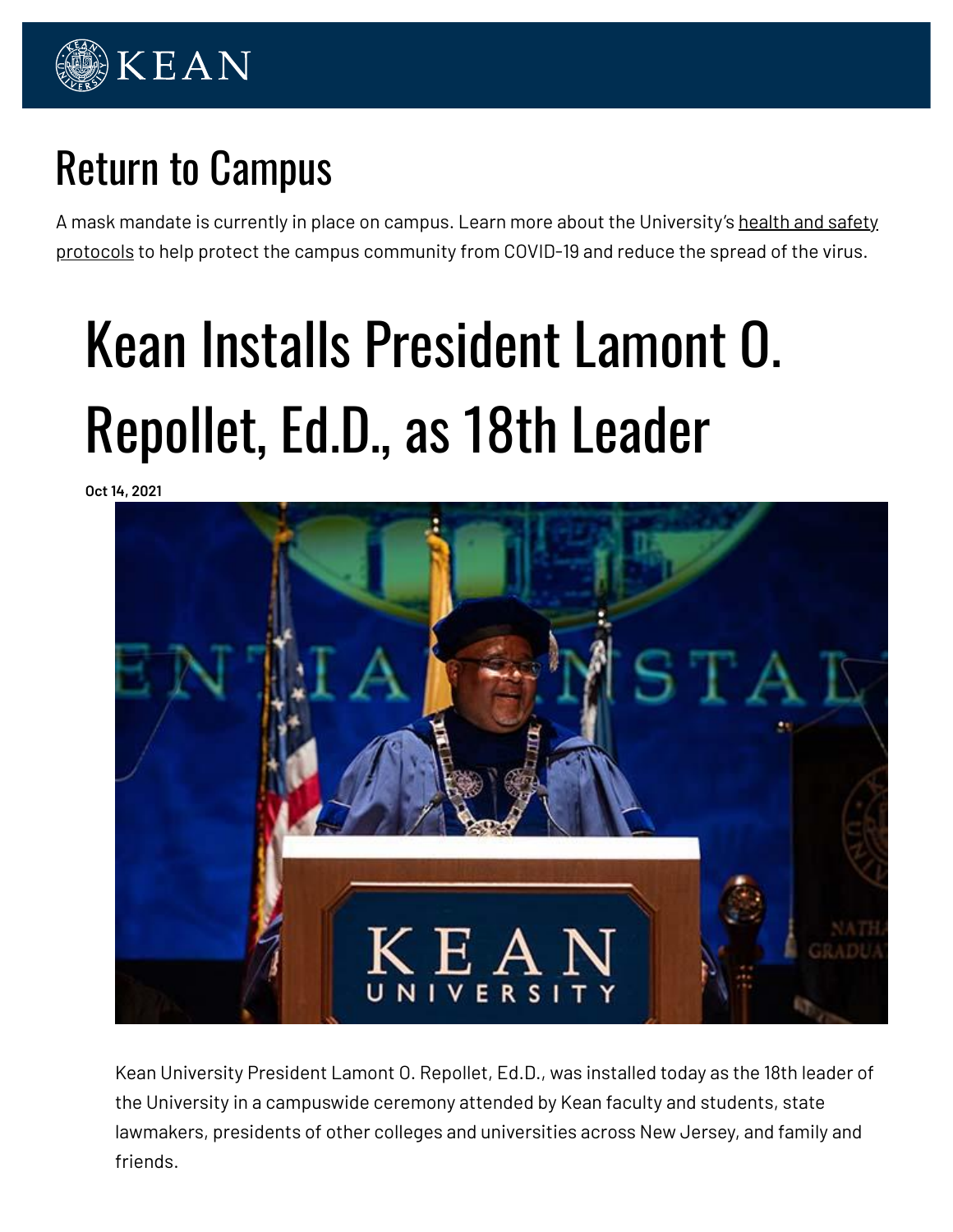# Return to Campus

A mask mandate is currently in place on campus. Learn more about the University's health and safety protocols to help protect the campus community from COVID-19 and reduce the spread of the virus.

# Kean Installs President Lamont O. Repollet, Ed.D., as 18th Leader

**Oct 14, 2021**

Kean University President Lamont O. Repollet, Ed.D., was installed today as the 18th leader of the University in a campuswide ceremony attended by Kean faculty and students, state lawmakers, presidents of other colleges and universities across New Jersey, and family and friends.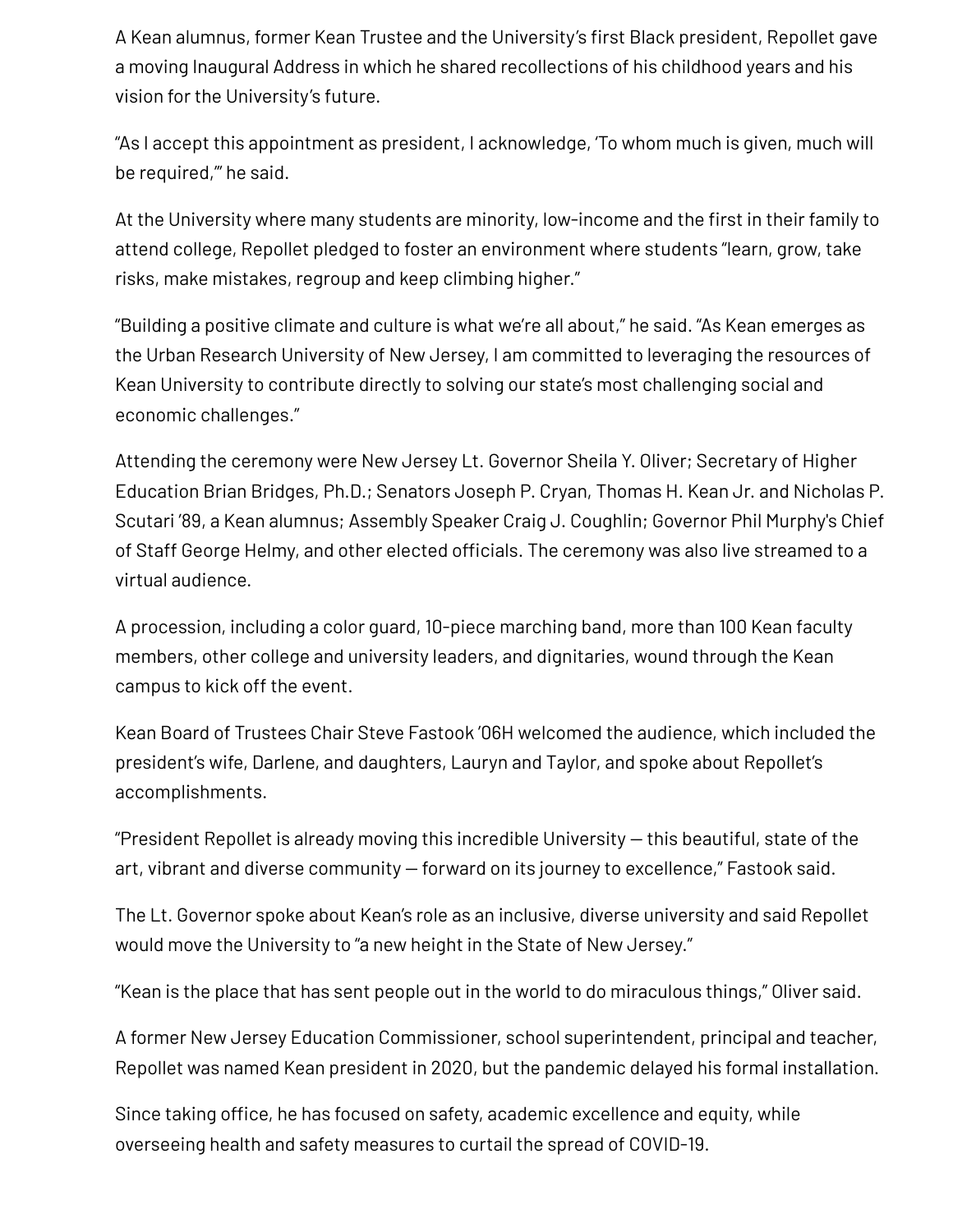A Kean alumnus, former Kean Trustee and the University's first Black president, Repollet gave a moving Inaugural Address in which he shared recollections of his childhood years and his vision for the University's future.

"As I accept this appointment as president, I acknowledge, 'To whom much is given, much will be required,'" he said.

At the University where many students are minority, low-income and the first in their family to attend college, Repollet pledged to foster an environment where students "learn, grow, take risks, make mistakes, regroup and keep climbing higher."

"Building a positive climate and culture is what we're all about," he said. "As Kean emerges as the Urban Research University of New Jersey, I am committed to leveraging the resources of Kean University to contribute directly to solving our state's most challenging social and economic challenges."

Attending the ceremony were New Jersey Lt. Governor Sheila Y. Oliver; Secretary of Higher Education Brian Bridges, Ph.D.; Senators Joseph P. Cryan, Thomas H. Kean Jr. and Nicholas P. Scutari '89, a Kean alumnus; Assembly Speaker Craig J. Coughlin; Governor Phil Murphy's Chief of Staff George Helmy, and other elected officials. The ceremony was also live streamed to a virtual audience.

A procession, including a color guard, 10-piece marching band, more than 100 Kean faculty members, other college and university leaders, and dignitaries, wound through the Kean campus to kick off the event.

Kean Board of Trustees Chair Steve Fastook '06H welcomed the audience, which included the president's wife, Darlene, and daughters, Lauryn and Taylor, and spoke about Repollet's accomplishments.

"President Repollet is already moving this incredible University — this beautiful, state of the art, vibrant and diverse community — forward on its journey to excellence," Fastook said.

The Lt. Governor spoke about Kean's role as an inclusive, diverse university and said Repollet would move the University to "a new height in the State of New Jersey."

"Kean is the place that has sent people out in the world to do miraculous things," Oliver said.

A former New Jersey Education Commissioner, school superintendent, principal and teacher, Repollet was named Kean president in 2020, but the pandemic delayed his formal installation.

Since taking office, he has focused on safety, academic excellence and equity, while overseeing health and safety measures to curtail the spread of COVID-19.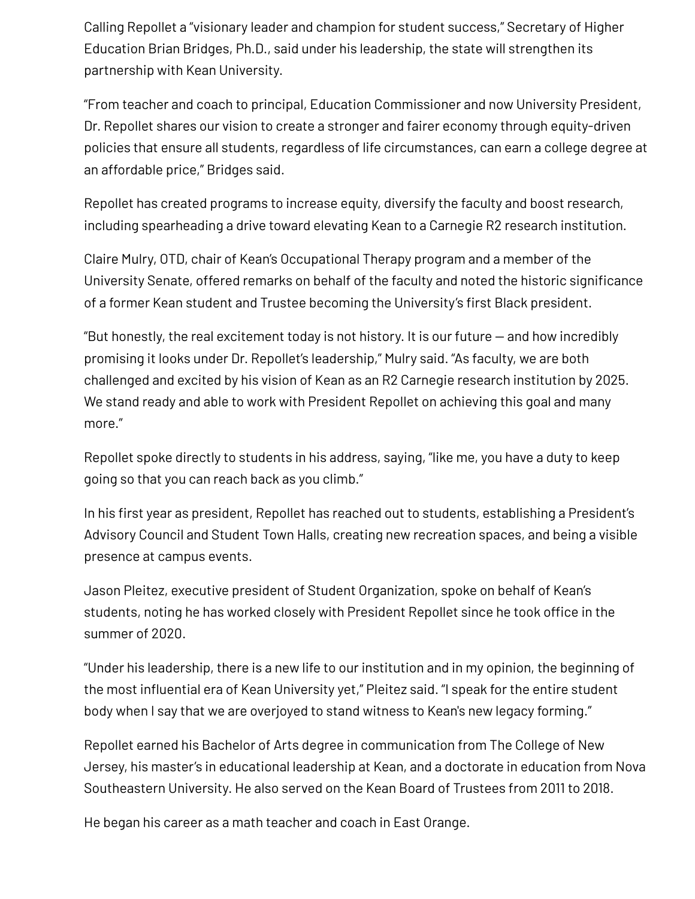Calling Repollet a "visionary leader and champion for student success," Secretary of Higher Education Brian Bridges, Ph.D., said under his leadership, the state will strengthen its partnership with Kean University.

"From teacher and coach to principal, Education Commissioner and now University President, Dr. Repollet shares our vision to create a stronger and fairer economy through equity-driven policies that ensure all students, regardless of life circumstances, can earn a college degree at an affordable price," Bridges said.

Repollet has created programs to increase equity, diversify the faculty and boost research, including spearheading a drive toward elevating Kean to a Carnegie R2 research institution.

Claire Mulry, OTD, chair of Kean's Occupational Therapy program and a member of the University Senate, offered remarks on behalf of the faculty and noted the historic significance of a former Kean student and Trustee becoming the University's first Black president.

"But honestly, the real excitement today is not history. It is our future — and how incredibly promising it looks under Dr. Repollet's leadership," Mulry said. "As faculty, we are both challenged and excited by his vision of Kean as an R2 Carnegie research institution by 2025. We stand ready and able to work with President Repollet on achieving this goal and many more."

Repollet spoke directly to students in his address, saying, "like me, you have a duty to keep going so that you can reach back as you climb."

In his first year as president, Repollet has reached out to students, establishing a President's Advisory Council and Student Town Halls, creating new recreation spaces, and being a visible presence at campus events.

Jason Pleitez, executive president of Student Organization, spoke on behalf of Kean's students, noting he has worked closely with President Repollet since he took office in the summer of 2020.

"Under his leadership, there is a new life to our institution and in my opinion, the beginning of the most influential era of Kean University yet," Pleitez said. "I speak for the entire student body when I say that we are overjoyed to stand witness to Kean's new legacy forming."

Repollet earned his Bachelor of Arts degree in communication from The College of New Jersey, his master's in educational leadership at Kean, and a doctorate in education from Nova Southeastern University. He also served on the Kean Board of Trustees from 2011 to 2018.

He began his career as a math teacher and coach in East Orange.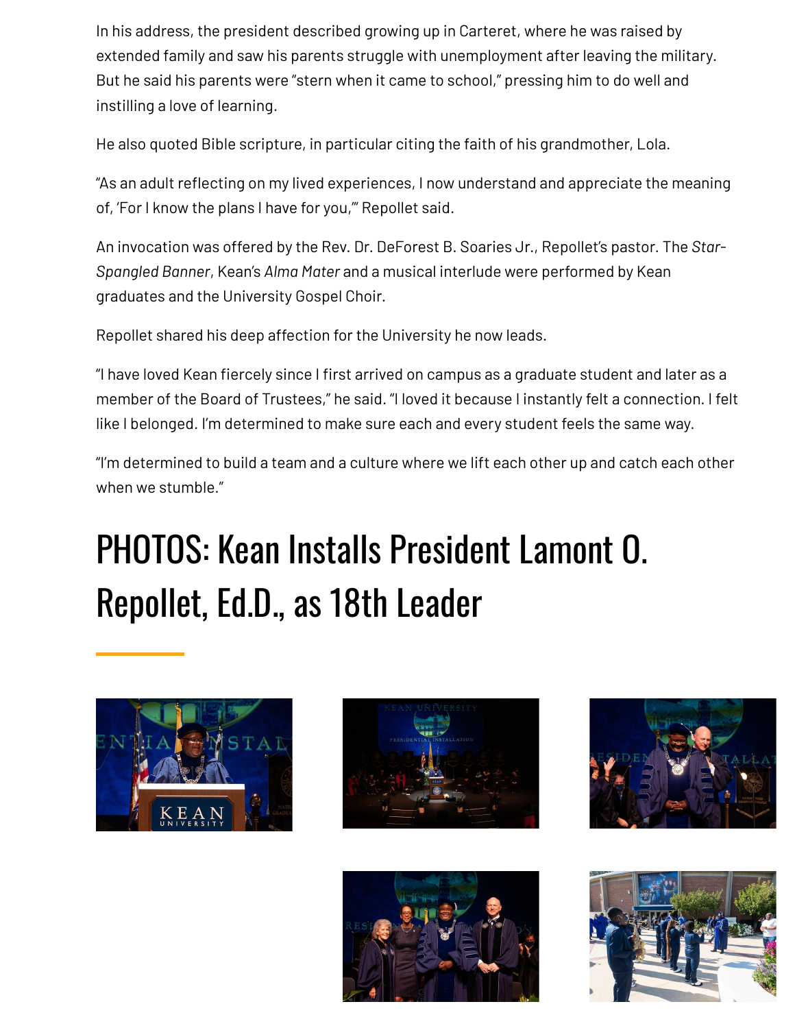In his address, the president described growing up in Carteret, where he was raised by extended family and saw his parents struggle with unemployment after leaving the military. But he said his parents were "stern when it came to school," pressing him to do well and instilling a love of learning.

He also quoted Bible scripture, in particular citing the faith of his grandmother, Lola.

"As an adult reflecting on my lived experiences, I now understand and appreciate the meaning of, 'For I know the plans I have for you,'" Repollet said.

An invocation was offered by the Rev. Dr. DeForest B. Soaries Jr., Repollet's pastor. The *Star-Spangled Banner*, Kean's *Alma Mater* and a musical interlude were performed by Kean graduates and the University Gospel Choir.

Repollet shared his deep affection for the University he now leads.

"I have loved Kean fiercely since I first arrived on campus as a graduate student and later as a member of the Board of Trustees," he said. "I loved it because I instantly felt a connection. I felt like I belonged. I'm determined to make sure each and every student feels the same way.

"I'm determined to build a team and a culture where we lift each other up and catch each other when we stumble."

# PHOTOS: Kean Installs President Lamont O. Repollet, Ed.D., as 18th Leader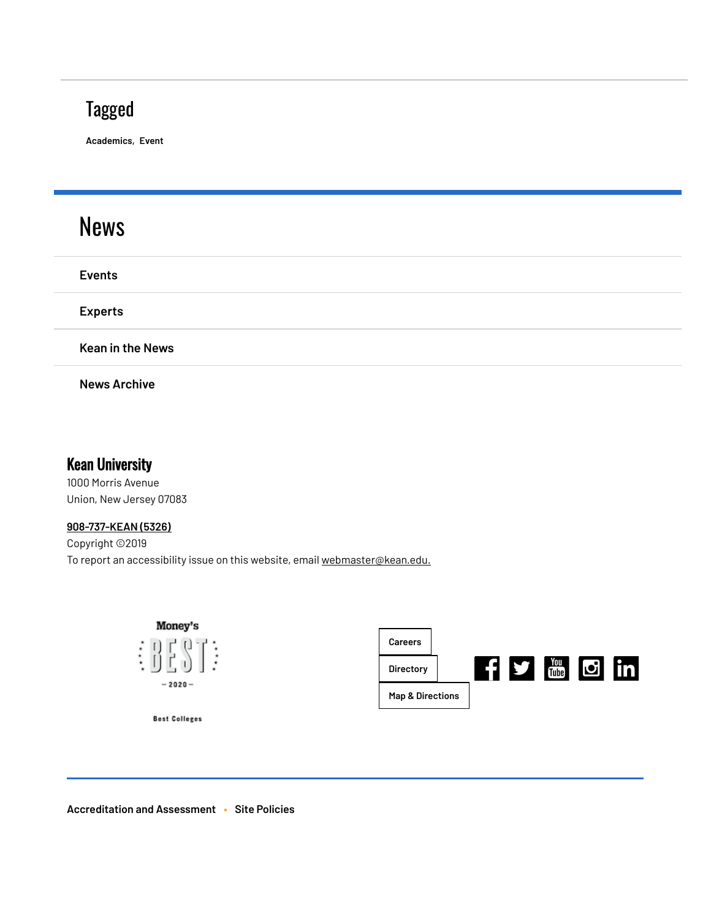## Tagged

**Academics**, **Event**

# News

**Events**

**Experts**

**Kean in the News**

**News Archive**

## Kean University

1000 Morris Avenue
Union, New Jersey 07083

908-737-KEAN (5326)

Copyright ©2019

To report an accessibility issue on this website, email webmaster@kean.edu.

Money's BEST — 2020 — Best Colleges

Careers

Directory

Map & Directions

**Accreditation and Assessment** • **Site Policies**